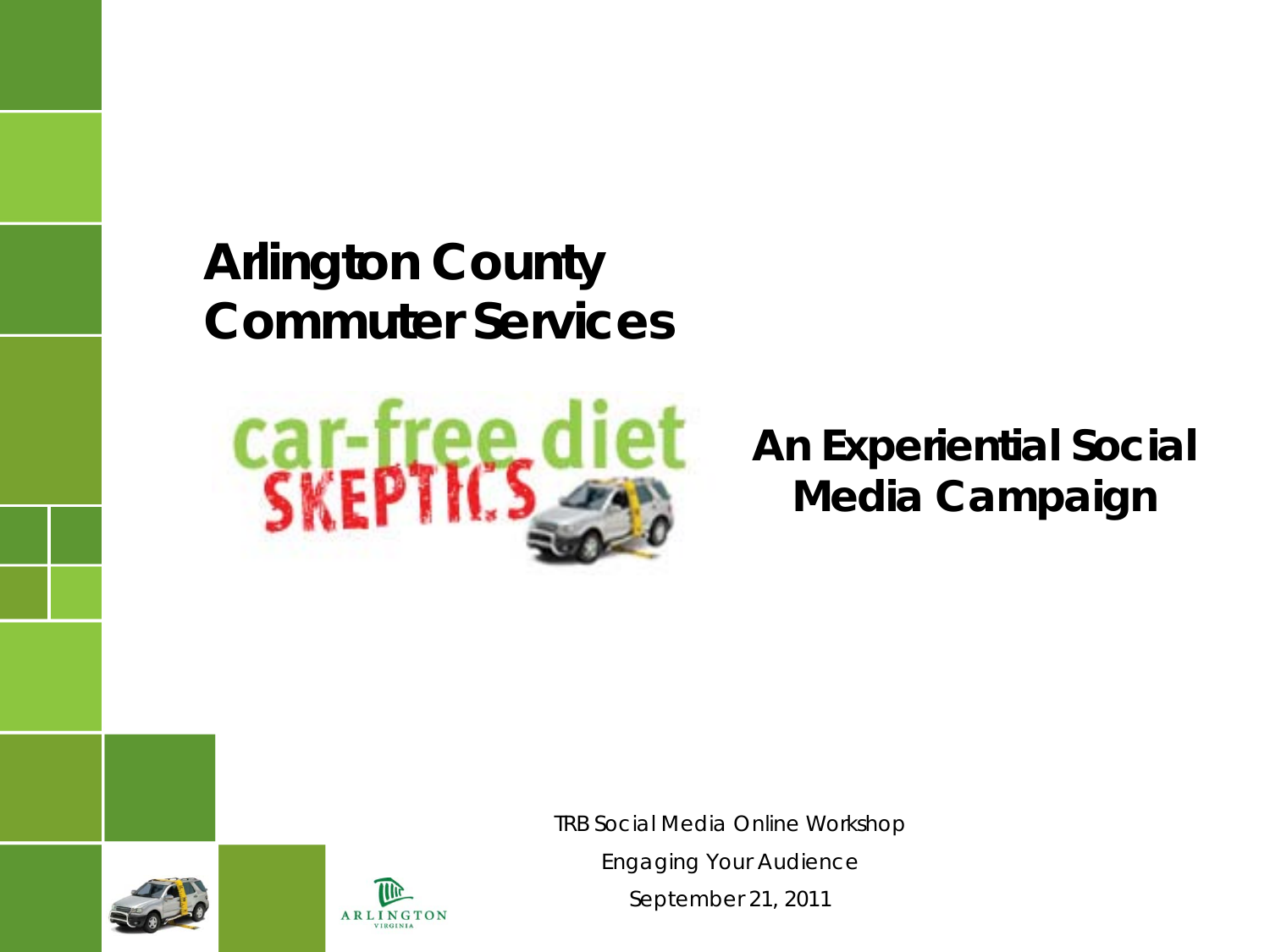# Arlington County Commuter Services

car-free diet SKEPTICS

## An Experiential Social Media Campaign

TRB Social Media Online Workshop

Engaging Your Audience

September 21, 2011

ARLINGTON VIRGINIA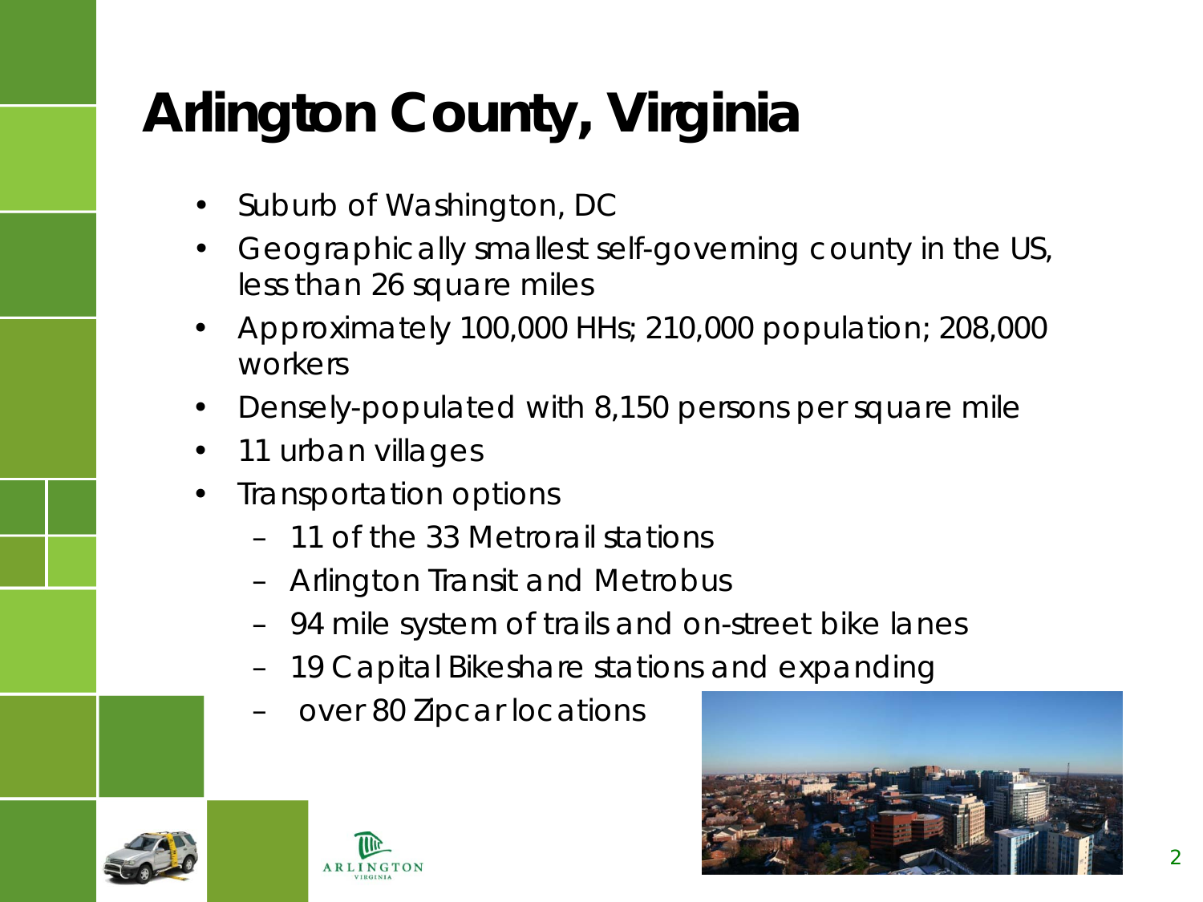# Arlington County, Virginia

- Suburb of Washington, DC
- Geographically smallest self-governing county in the US, less than 26 square miles
- Approximately 100,000 HHs; 210,000 population; 208,000 workers
- Densely-populated with 8,150 persons per square mile
- 11 urban villages
- Transportation options
  - 11 of the 33 Metrorail stations
  - Arlington Transit and Metrobus
  - 94 mile system of trails and on-street bike lanes
  - 19 Capital Bikeshare stations and expanding
  - over 80 Zipcar locations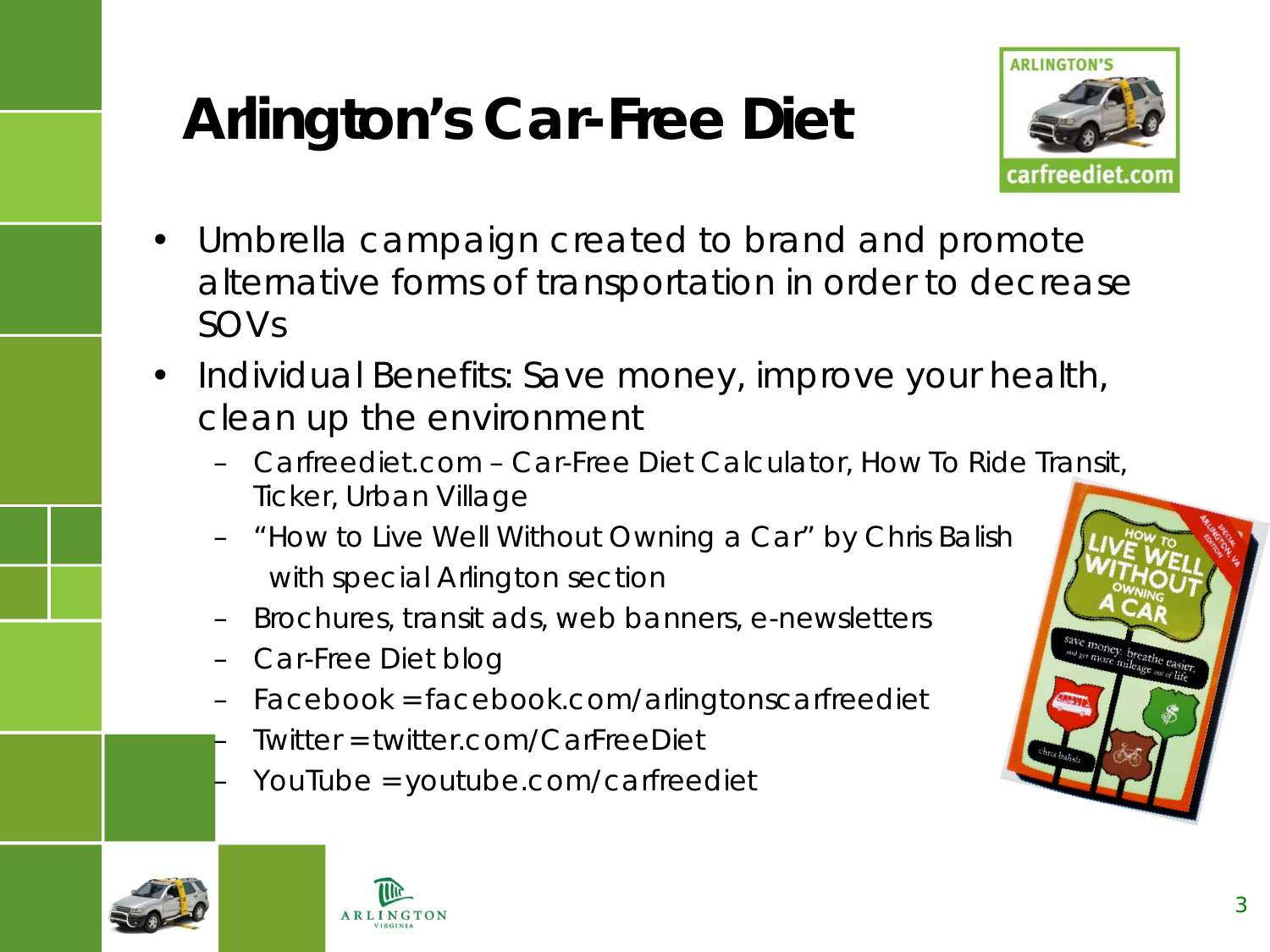# Arlington's Car-Free Diet

- Umbrella campaign created to brand and promote alternative forms of transportation in order to decrease SOVs
- Individual Benefits: Save money, improve your health, clean up the environment
  - Carfreediet.com – Car-Free Diet Calculator, How To Ride Transit, Ticker, Urban Village
  - "How to Live Well Without Owning a Car" by Chris Balish with special Arlington section
  - Brochures, transit ads, web banners, e-newsletters
  - Car-Free Diet blog
  - Facebook = facebook.com/arlingtonscarfreediet
  - Twitter = twitter.com/CarFreeDiet
  - YouTube = youtube.com/carfreediet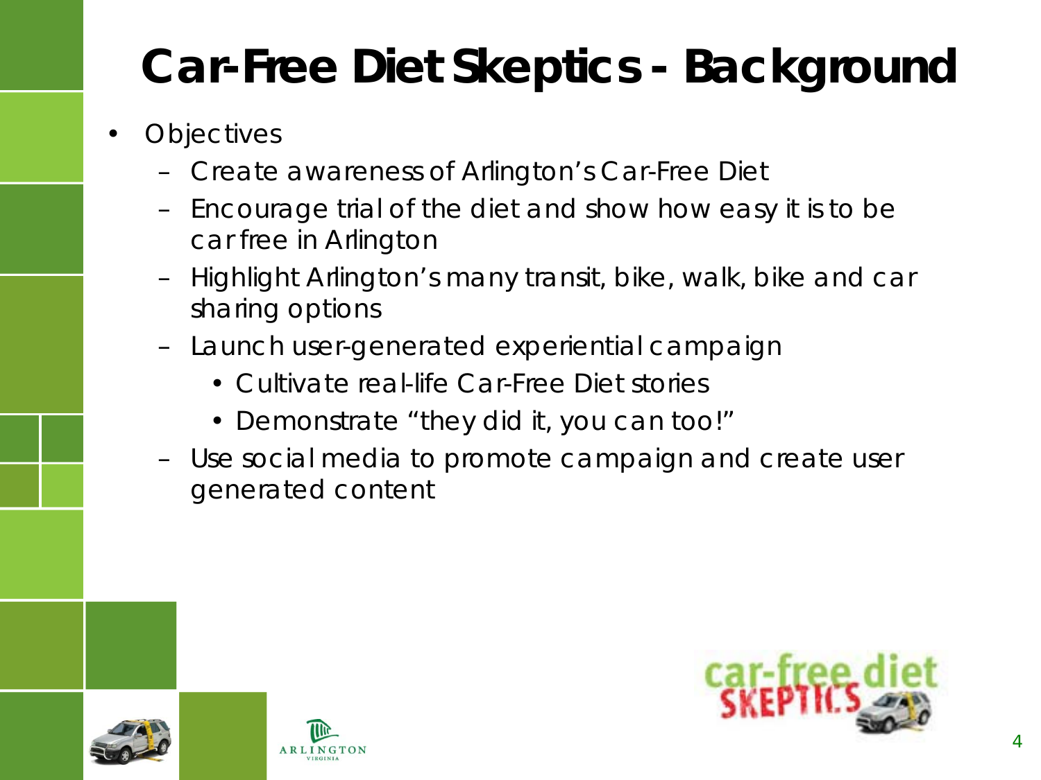# Car-Free Diet Skeptics - Background

- Objectives
  - Create awareness of Arlington's Car-Free Diet
  - Encourage trial of the diet and show how easy it is to be car free in Arlington
  - Highlight Arlington's many transit, bike, walk, bike and car sharing options
  - Launch user-generated experiential campaign
    - Cultivate real-life Car-Free Diet stories
    - Demonstrate "they did it, you can too!"
  - Use social media to promote campaign and create user generated content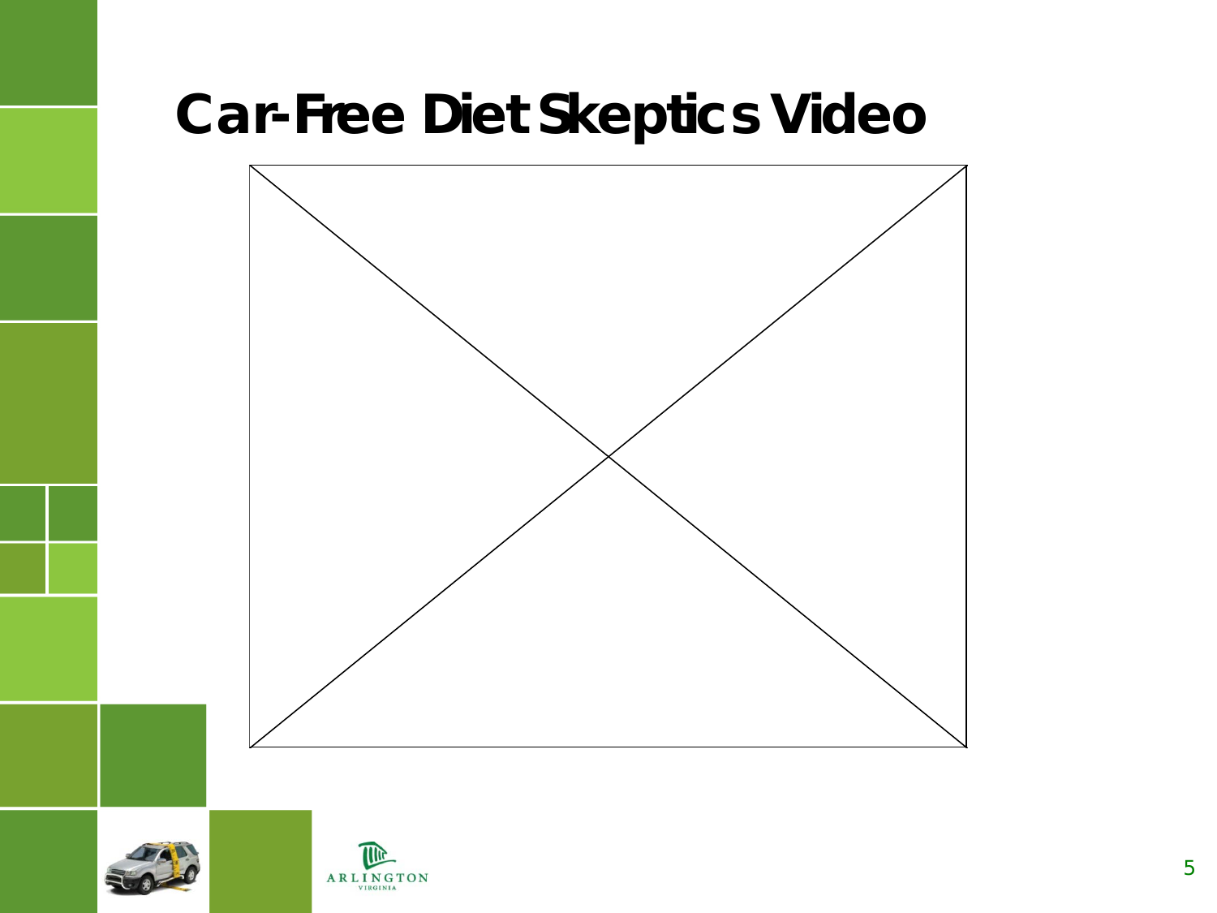# Car-Free Diet Skeptics Video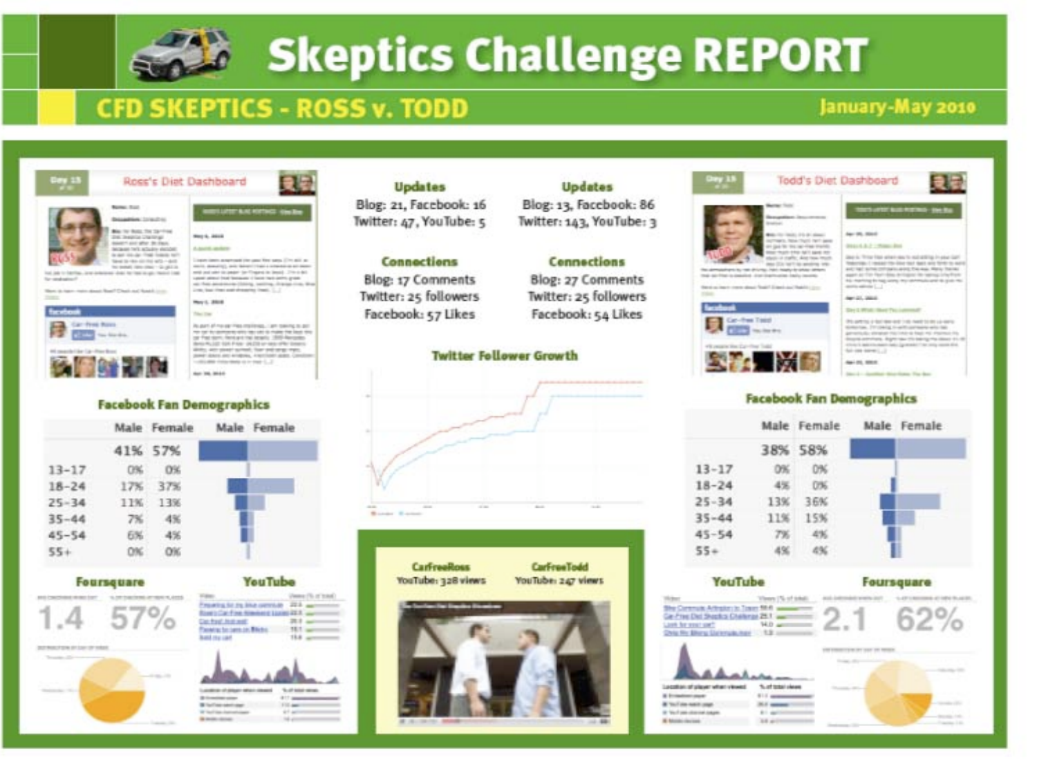# Skeptics Challenge REPORT

## CFD SKEPTICS - ROSS v. TODD

January-May 2010

### Ross's Diet Dashboard

**Updates**
Blog: 21, Facebook: 16
Twitter: 47, YouTube: 5

**Connections**
Blog: 17 Comments
Twitter: 25 followers
Facebook: 57 Likes

### Todd's Diet Dashboard

**Updates**
Blog: 13, Facebook: 86
Twitter: 143, YouTube: 3

**Connections**
Blog: 27 Comments
Twitter: 25 followers
Facebook: 54 Likes

### Twitter Follower Growth

### Facebook Fan Demographics (Ross)

| | Male | Female |
|---|---|---|
| | 41% | 57% |
| 13–17 | 0% | 0% |
| 18–24 | 17% | 37% |
| 25–34 | 11% | 13% |
| 35–44 | 7% | 4% |
| 45–54 | 6% | 4% |
| 55+ | 0% | 0% |

### Facebook Fan Demographics (Todd)

| | Male | Female |
|---|---|---|
| | 38% | 58% |
| 13–17 | 0% | 0% |
| 18–24 | 4% | 0% |
| 25–34 | 13% | 36% |
| 35–44 | 11% | 15% |
| 45–54 | 7% | 4% |
| 55+ | 4% | 4% |

### Foursquare (Ross)

1.4 57%

### YouTube (Ross)

CarFreeRoss
YouTube: 328 views

CarFreeTodd
YouTube: 247 views

### YouTube (Todd)

### Foursquare (Todd)

2.1 62%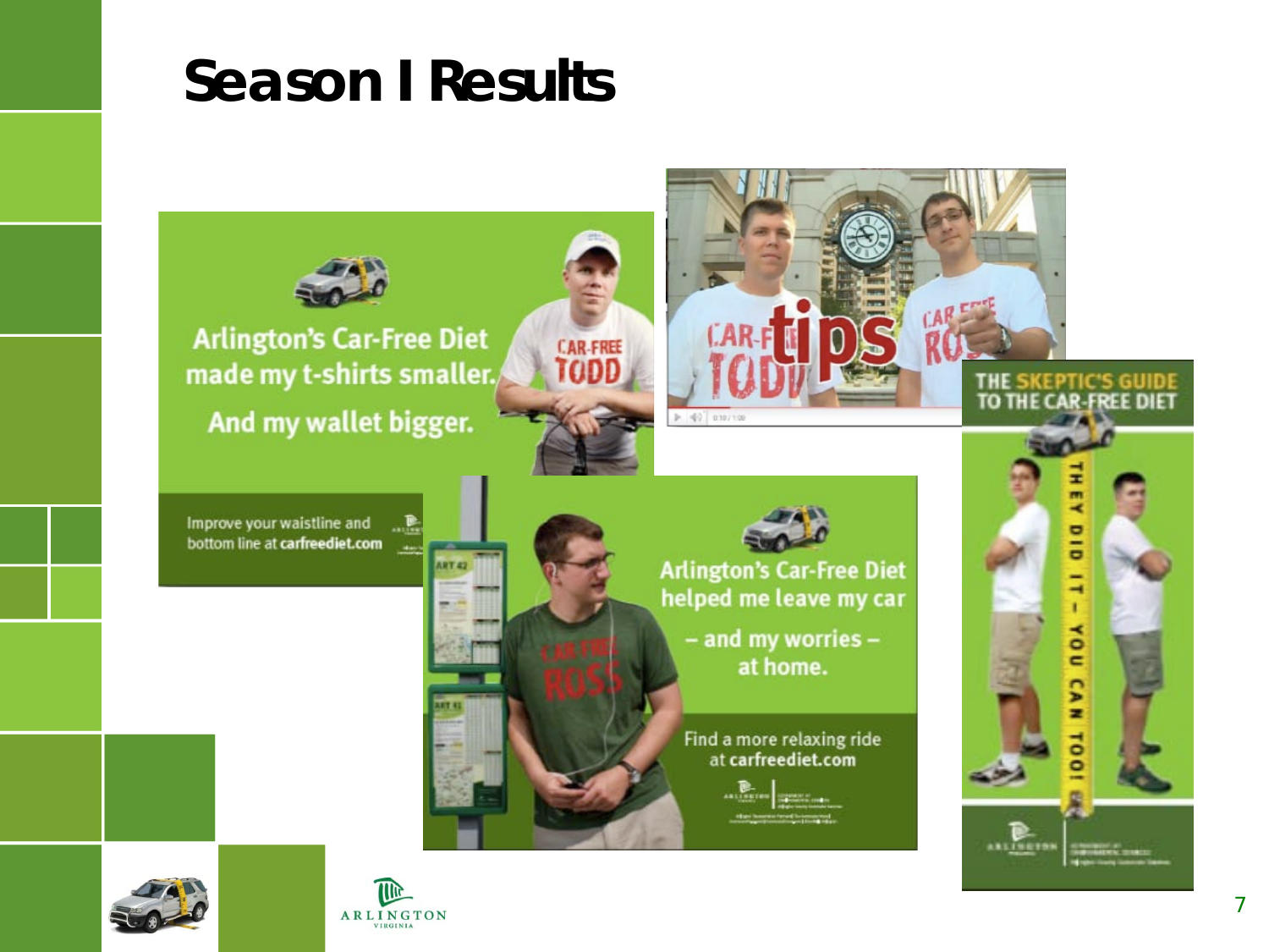# Season I Results

Arlington's Car-Free Diet made my t-shirts smaller.

And my wallet bigger.

Improve your waistline and bottom line at carfreediet.com

Arlington's Car-Free Diet helped me leave my car – and my worries – at home.

Find a more relaxing ride at carfreediet.com

THE SKEPTIC'S GUIDE TO THE CAR-FREE DIET

THEY DID IT – YOU CAN TOO!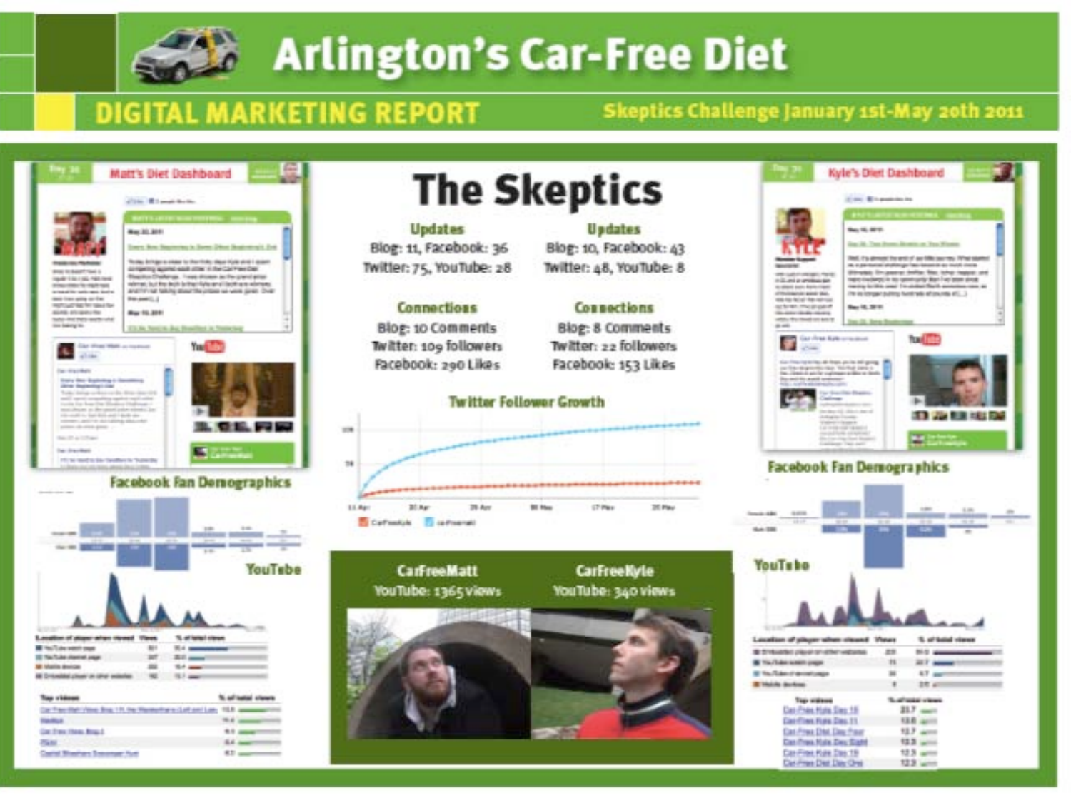# Arlington's Car-Free Diet

## DIGITAL MARKETING REPORT

Skeptics Challenge January 1st-May 20th 2011

## The Skeptics

| | Matt | Kyle |
|---|---|---|
| **Updates** | Blog: 11, Facebook: 36<br>Twitter: 75, YouTube: 28 | Blog: 10, Facebook: 43<br>Twitter: 48, YouTube: 8 |
| **Connections** | Blog: 10 Comments<br>Twitter: 109 followers<br>Facebook: 290 Likes | Blog: 8 Comments<br>Twitter: 22 followers<br>Facebook: 153 Likes |

### Twitter Follower Growth

Matt's Diet Dashboard

Kyle's Diet Dashboard

Facebook Fan Demographics

YouTube

CarFreeMatt
YouTube: 1365 views

CarFreeKyle
YouTube: 340 views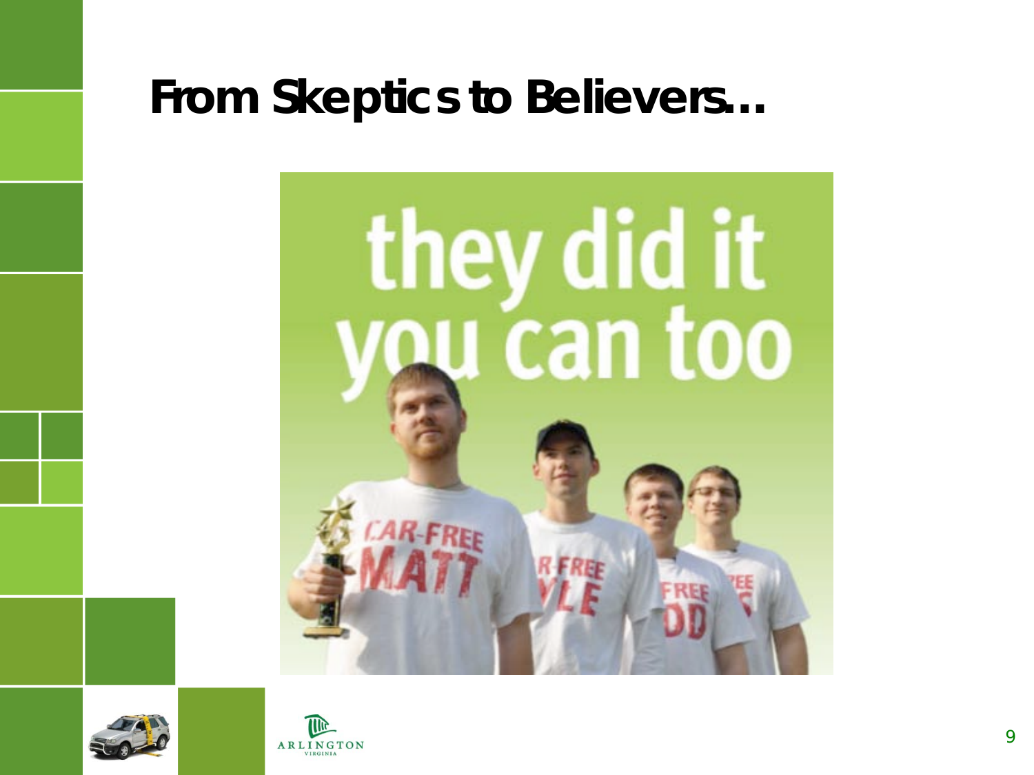# From Skeptics to Believers…

they did it
you can too

CAR-FREE MATT